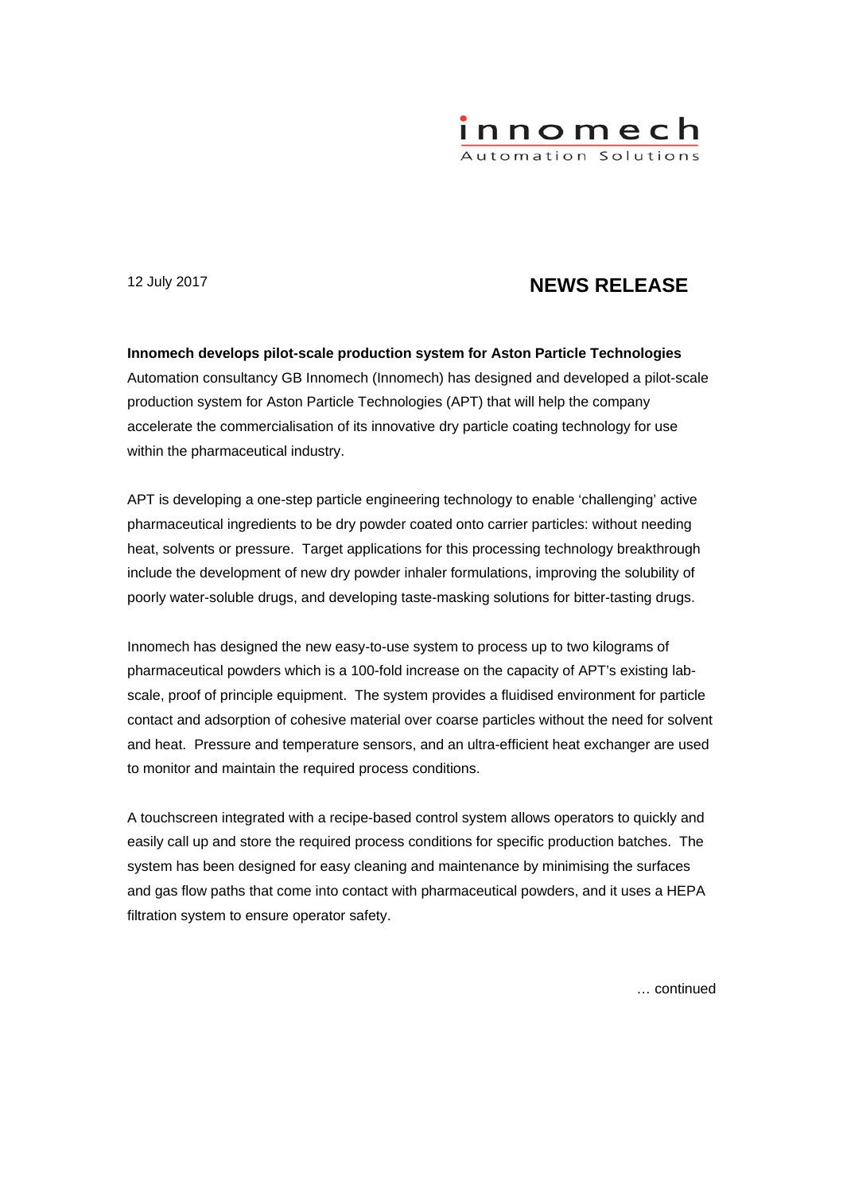innomech
Automation Solutions

12 July 2017

## NEWS RELEASE

**Innomech develops pilot-scale production system for Aston Particle Technologies**

Automation consultancy GB Innomech (Innomech) has designed and developed a pilot-scale production system for Aston Particle Technologies (APT) that will help the company accelerate the commercialisation of its innovative dry particle coating technology for use within the pharmaceutical industry.

APT is developing a one-step particle engineering technology to enable 'challenging' active pharmaceutical ingredients to be dry powder coated onto carrier particles: without needing heat, solvents or pressure. Target applications for this processing technology breakthrough include the development of new dry powder inhaler formulations, improving the solubility of poorly water-soluble drugs, and developing taste-masking solutions for bitter-tasting drugs.

Innomech has designed the new easy-to-use system to process up to two kilograms of pharmaceutical powders which is a 100-fold increase on the capacity of APT's existing lab-scale, proof of principle equipment. The system provides a fluidised environment for particle contact and adsorption of cohesive material over coarse particles without the need for solvent and heat. Pressure and temperature sensors, and an ultra-efficient heat exchanger are used to monitor and maintain the required process conditions.

A touchscreen integrated with a recipe-based control system allows operators to quickly and easily call up and store the required process conditions for specific production batches. The system has been designed for easy cleaning and maintenance by minimising the surfaces and gas flow paths that come into contact with pharmaceutical powders, and it uses a HEPA filtration system to ensure operator safety.

… continued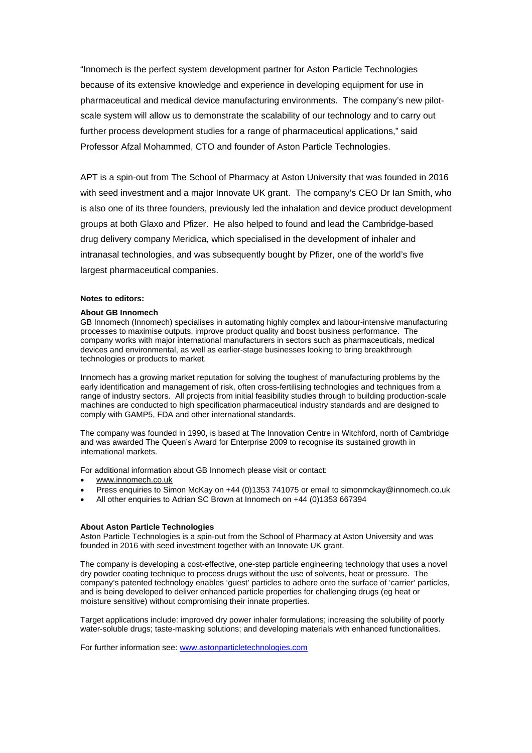"Innomech is the perfect system development partner for Aston Particle Technologies because of its extensive knowledge and experience in developing equipment for use in pharmaceutical and medical device manufacturing environments. The company's new pilot-scale system will allow us to demonstrate the scalability of our technology and to carry out further process development studies for a range of pharmaceutical applications," said Professor Afzal Mohammed, CTO and founder of Aston Particle Technologies.

APT is a spin-out from The School of Pharmacy at Aston University that was founded in 2016 with seed investment and a major Innovate UK grant. The company's CEO Dr Ian Smith, who is also one of its three founders, previously led the inhalation and device product development groups at both Glaxo and Pfizer. He also helped to found and lead the Cambridge-based drug delivery company Meridica, which specialised in the development of inhaler and intranasal technologies, and was subsequently bought by Pfizer, one of the world's five largest pharmaceutical companies.

**Notes to editors:**

**About GB Innomech**

GB Innomech (Innomech) specialises in automating highly complex and labour-intensive manufacturing processes to maximise outputs, improve product quality and boost business performance. The company works with major international manufacturers in sectors such as pharmaceuticals, medical devices and environmental, as well as earlier-stage businesses looking to bring breakthrough technologies or products to market.

Innomech has a growing market reputation for solving the toughest of manufacturing problems by the early identification and management of risk, often cross-fertilising technologies and techniques from a range of industry sectors. All projects from initial feasibility studies through to building production-scale machines are conducted to high specification pharmaceutical industry standards and are designed to comply with GAMP5, FDA and other international standards.

The company was founded in 1990, is based at The Innovation Centre in Witchford, north of Cambridge and was awarded The Queen's Award for Enterprise 2009 to recognise its sustained growth in international markets.

For additional information about GB Innomech please visit or contact:

- www.innomech.co.uk
- Press enquiries to Simon McKay on +44 (0)1353 741075 or email to simonmckay@innomech.co.uk
- All other enquiries to Adrian SC Brown at Innomech on +44 (0)1353 667394

**About Aston Particle Technologies**

Aston Particle Technologies is a spin-out from the School of Pharmacy at Aston University and was founded in 2016 with seed investment together with an Innovate UK grant.

The company is developing a cost-effective, one-step particle engineering technology that uses a novel dry powder coating technique to process drugs without the use of solvents, heat or pressure. The company's patented technology enables 'guest' particles to adhere onto the surface of 'carrier' particles, and is being developed to deliver enhanced particle properties for challenging drugs (eg heat or moisture sensitive) without compromising their innate properties.

Target applications include: improved dry power inhaler formulations; increasing the solubility of poorly water-soluble drugs; taste-masking solutions; and developing materials with enhanced functionalities.

For further information see: www.astonparticletechnologies.com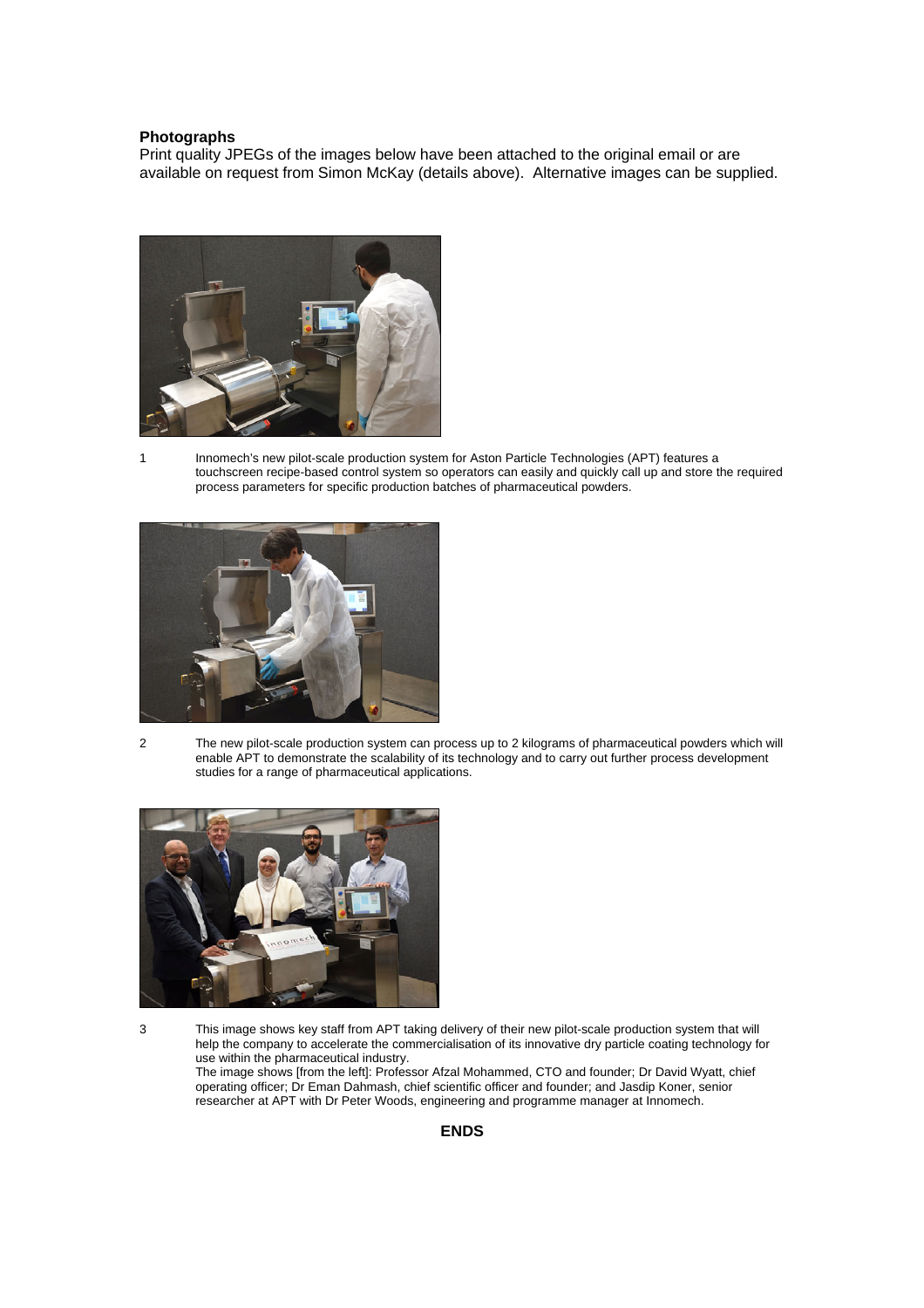**Photographs**

Print quality JPEGs of the images below have been attached to the original email or are available on request from Simon McKay (details above). Alternative images can be supplied.

1 Innomech's new pilot-scale production system for Aston Particle Technologies (APT) features a touchscreen recipe-based control system so operators can easily and quickly call up and store the required process parameters for specific production batches of pharmaceutical powders.

2 The new pilot-scale production system can process up to 2 kilograms of pharmaceutical powders which will enable APT to demonstrate the scalability of its technology and to carry out further process development studies for a range of pharmaceutical applications.

3 This image shows key staff from APT taking delivery of their new pilot-scale production system that will help the company to accelerate the commercialisation of its innovative dry particle coating technology for use within the pharmaceutical industry.
The image shows [from the left]: Professor Afzal Mohammed, CTO and founder; Dr David Wyatt, chief operating officer; Dr Eman Dahmash, chief scientific officer and founder; and Jasdip Koner, senior researcher at APT with Dr Peter Woods, engineering and programme manager at Innomech.

**ENDS**